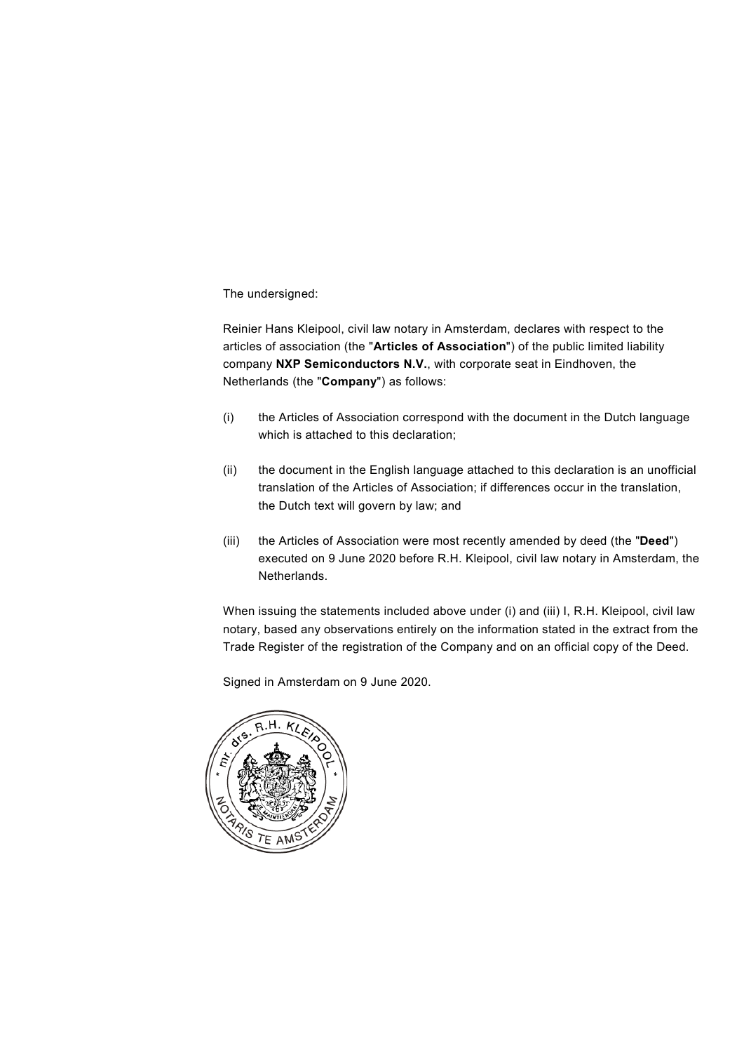The undersigned:

Reinier Hans Kleipool, civil law notary in Amsterdam, declares with respect to the articles of association (the "**Articles of Association**") of the public limited liability company **NXP Semiconductors N.V.**, with corporate seat in Eindhoven, the Netherlands (the "**Company**") as follows:

(i) the Articles of Association correspond with the document in the Dutch language which is attached to this declaration;

(ii) the document in the English language attached to this declaration is an unofficial translation of the Articles of Association; if differences occur in the translation, the Dutch text will govern by law; and

(iii) the Articles of Association were most recently amended by deed (the "**Deed**") executed on 9 June 2020 before R.H. Kleipool, civil law notary in Amsterdam, the Netherlands.

When issuing the statements included above under (i) and (iii) I, R.H. Kleipool, civil law notary, based any observations entirely on the information stated in the extract from the Trade Register of the registration of the Company and on an official copy of the Deed.

Signed in Amsterdam on 9 June 2020.

mr. drs. R.H. KLEIPOOL * NOTARIS TE AMSTERDAM *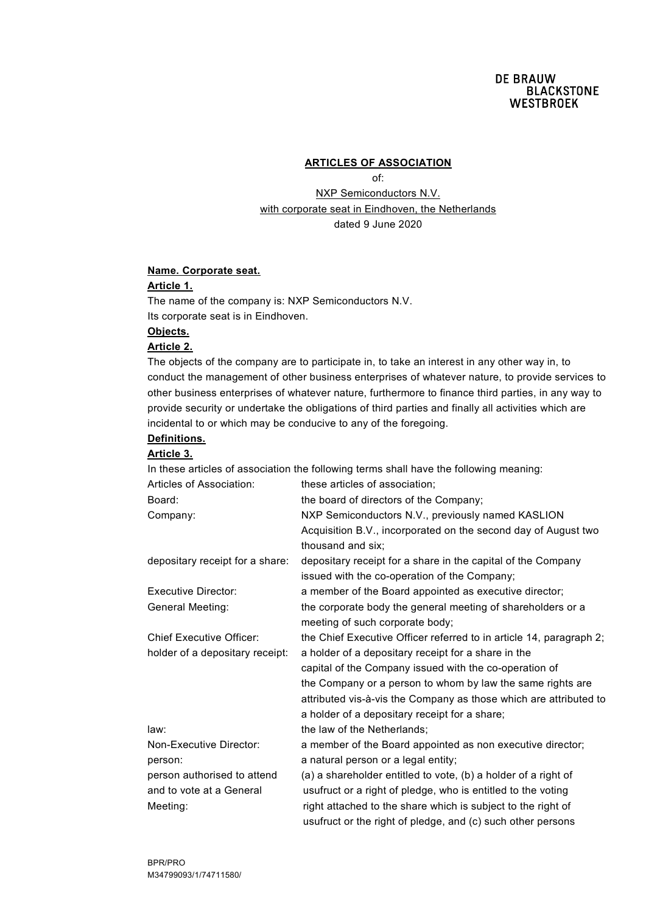**ARTICLES OF ASSOCIATION**

of:

NXP Semiconductors N.V.

with corporate seat in Eindhoven, the Netherlands

dated 9 June 2020

**Name. Corporate seat.**

**Article 1.**

The name of the company is: NXP Semiconductors N.V.

Its corporate seat is in Eindhoven.

**Objects.**

**Article 2.**

The objects of the company are to participate in, to take an interest in any other way in, to conduct the management of other business enterprises of whatever nature, to provide services to other business enterprises of whatever nature, furthermore to finance third parties, in any way to provide security or undertake the obligations of third parties and finally all activities which are incidental to or which may be conducive to any of the foregoing.

**Definitions.**

**Article 3.**

In these articles of association the following terms shall have the following meaning:

| | |
|---|---|
| Articles of Association: | these articles of association; |
| Board: | the board of directors of the Company; |
| Company: | NXP Semiconductors N.V., previously named KASLION Acquisition B.V., incorporated on the second day of August two thousand and six; |
| depositary receipt for a share: | depositary receipt for a share in the capital of the Company issued with the co-operation of the Company; |
| Executive Director: | a member of the Board appointed as executive director; |
| General Meeting: | the corporate body the general meeting of shareholders or a meeting of such corporate body; |
| Chief Executive Officer: | the Chief Executive Officer referred to in article 14, paragraph 2; |
| holder of a depositary receipt: | a holder of a depositary receipt for a share in the capital of the Company issued with the co-operation of the Company or a person to whom by law the same rights are attributed vis-à-vis the Company as those which are attributed to a holder of a depositary receipt for a share; |
| law: | the law of the Netherlands; |
| Non-Executive Director: | a member of the Board appointed as non executive director; |
| person: | a natural person or a legal entity; |
| person authorised to attend and to vote at a General Meeting: | (a) a shareholder entitled to vote, (b) a holder of a right of usufruct or a right of pledge, who is entitled to the voting right attached to the share which is subject to the right of usufruct or the right of pledge, and (c) such other persons |

BPR/PRO
M34799093/1/74711580/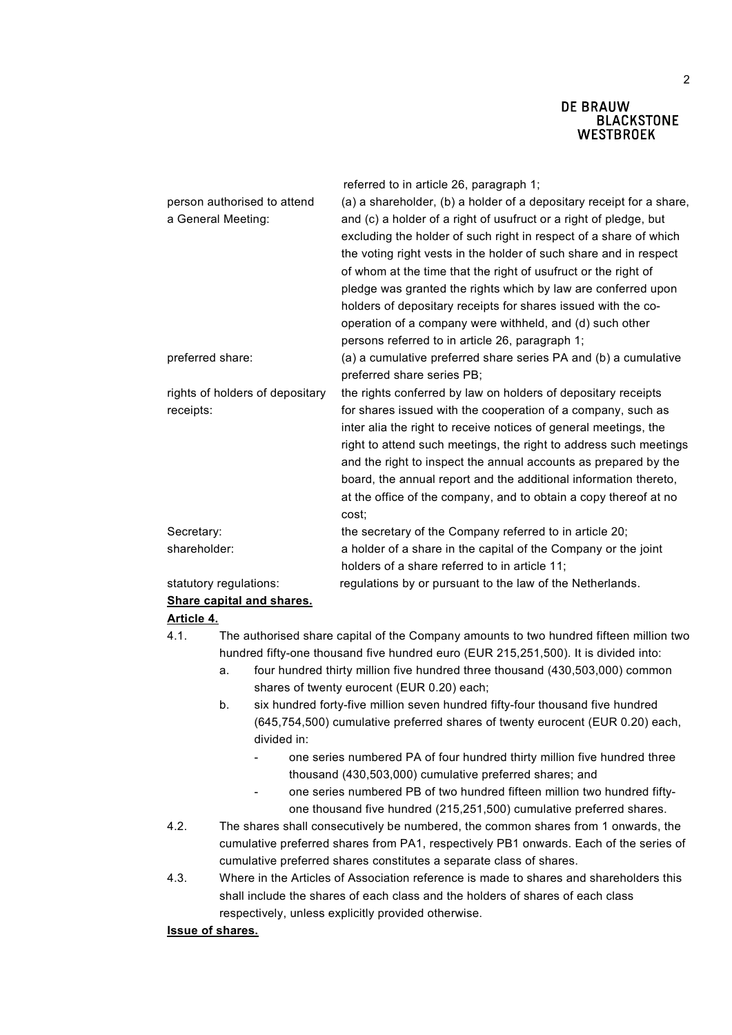| | |
|---|---|
| | referred to in article 26, paragraph 1; |
| person authorised to attend a General Meeting: | (a) a shareholder, (b) a holder of a depositary receipt for a share, and (c) a holder of a right of usufruct or a right of pledge, but excluding the holder of such right in respect of a share of which the voting right vests in the holder of such share and in respect of whom at the time that the right of usufruct or the right of pledge was granted the rights which by law are conferred upon holders of depositary receipts for shares issued with the co-operation of a company were withheld, and (d) such other persons referred to in article 26, paragraph 1; |
| preferred share: | (a) a cumulative preferred share series PA and (b) a cumulative preferred share series PB; |
| rights of holders of depositary receipts: | the rights conferred by law on holders of depositary receipts for shares issued with the cooperation of a company, such as inter alia the right to receive notices of general meetings, the right to attend such meetings, the right to address such meetings and the right to inspect the annual accounts as prepared by the board, the annual report and the additional information thereto, at the office of the company, and to obtain a copy thereof at no cost; |
| Secretary: | the secretary of the Company referred to in article 20; |
| shareholder: | a holder of a share in the capital of the Company or the joint holders of a share referred to in article 11; |
| statutory regulations: | regulations by or pursuant to the law of the Netherlands. |

**Share capital and shares.**

**Article 4.**

4.1. The authorised share capital of the Company amounts to two hundred fifteen million two hundred fifty-one thousand five hundred euro (EUR 215,251,500). It is divided into:

a. four hundred thirty million five hundred three thousand (430,503,000) common shares of twenty eurocent (EUR 0.20) each;

b. six hundred forty-five million seven hundred fifty-four thousand five hundred (645,754,500) cumulative preferred shares of twenty eurocent (EUR 0.20) each, divided in:

- one series numbered PA of four hundred thirty million five hundred three thousand (430,503,000) cumulative preferred shares; and
- one series numbered PB of two hundred fifteen million two hundred fifty-one thousand five hundred (215,251,500) cumulative preferred shares.

4.2. The shares shall consecutively be numbered, the common shares from 1 onwards, the cumulative preferred shares from PA1, respectively PB1 onwards. Each of the series of cumulative preferred shares constitutes a separate class of shares.

4.3. Where in the Articles of Association reference is made to shares and shareholders this shall include the shares of each class and the holders of shares of each class respectively, unless explicitly provided otherwise.

**Issue of shares.**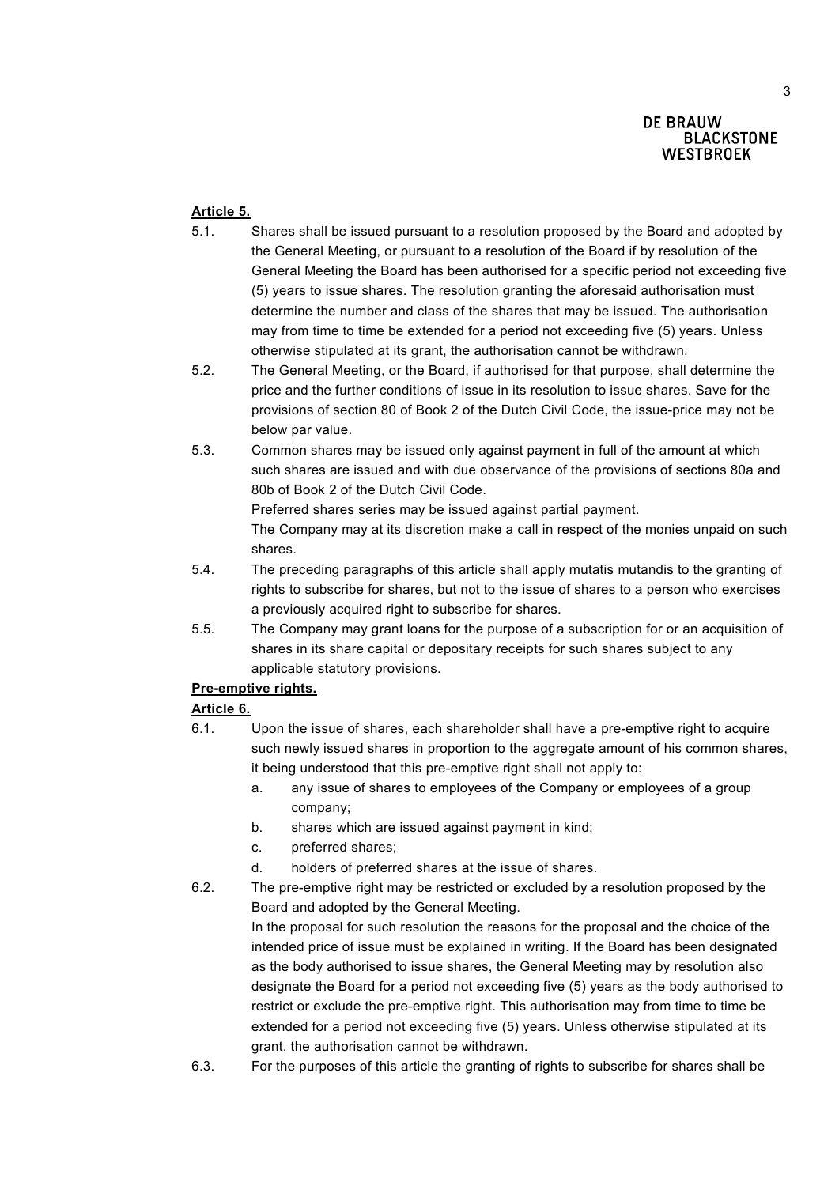**Article 5.**

5.1. Shares shall be issued pursuant to a resolution proposed by the Board and adopted by the General Meeting, or pursuant to a resolution of the Board if by resolution of the General Meeting the Board has been authorised for a specific period not exceeding five (5) years to issue shares. The resolution granting the aforesaid authorisation must determine the number and class of the shares that may be issued. The authorisation may from time to time be extended for a period not exceeding five (5) years. Unless otherwise stipulated at its grant, the authorisation cannot be withdrawn.

5.2. The General Meeting, or the Board, if authorised for that purpose, shall determine the price and the further conditions of issue in its resolution to issue shares. Save for the provisions of section 80 of Book 2 of the Dutch Civil Code, the issue-price may not be below par value.

5.3. Common shares may be issued only against payment in full of the amount at which such shares are issued and with due observance of the provisions of sections 80a and 80b of Book 2 of the Dutch Civil Code.
Preferred shares series may be issued against partial payment.
The Company may at its discretion make a call in respect of the monies unpaid on such shares.

5.4. The preceding paragraphs of this article shall apply mutatis mutandis to the granting of rights to subscribe for shares, but not to the issue of shares to a person who exercises a previously acquired right to subscribe for shares.

5.5. The Company may grant loans for the purpose of a subscription for or an acquisition of shares in its share capital or depositary receipts for such shares subject to any applicable statutory provisions.

**Pre-emptive rights.**

**Article 6.**

6.1. Upon the issue of shares, each shareholder shall have a pre-emptive right to acquire such newly issued shares in proportion to the aggregate amount of his common shares, it being understood that this pre-emptive right shall not apply to:
   a. any issue of shares to employees of the Company or employees of a group company;
   b. shares which are issued against payment in kind;
   c. preferred shares;
   d. holders of preferred shares at the issue of shares.

6.2. The pre-emptive right may be restricted or excluded by a resolution proposed by the Board and adopted by the General Meeting.
In the proposal for such resolution the reasons for the proposal and the choice of the intended price of issue must be explained in writing. If the Board has been designated as the body authorised to issue shares, the General Meeting may by resolution also designate the Board for a period not exceeding five (5) years as the body authorised to restrict or exclude the pre-emptive right. This authorisation may from time to time be extended for a period not exceeding five (5) years. Unless otherwise stipulated at its grant, the authorisation cannot be withdrawn.

6.3. For the purposes of this article the granting of rights to subscribe for shares shall be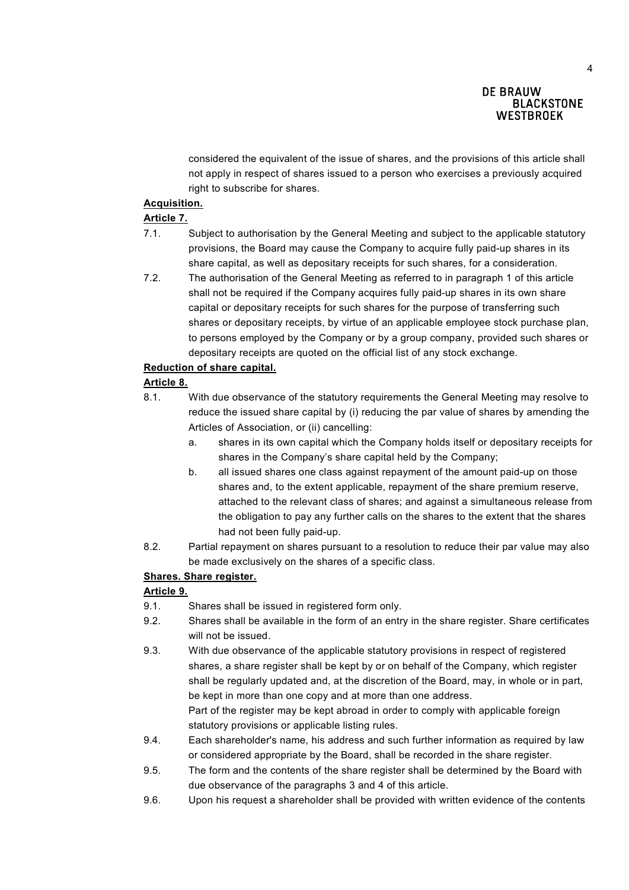considered the equivalent of the issue of shares, and the provisions of this article shall not apply in respect of shares issued to a person who exercises a previously acquired right to subscribe for shares.

**Acquisition.**

**Article 7.**

7.1. Subject to authorisation by the General Meeting and subject to the applicable statutory provisions, the Board may cause the Company to acquire fully paid-up shares in its share capital, as well as depositary receipts for such shares, for a consideration.

7.2. The authorisation of the General Meeting as referred to in paragraph 1 of this article shall not be required if the Company acquires fully paid-up shares in its own share capital or depositary receipts for such shares for the purpose of transferring such shares or depositary receipts, by virtue of an applicable employee stock purchase plan, to persons employed by the Company or by a group company, provided such shares or depositary receipts are quoted on the official list of any stock exchange.

**Reduction of share capital.**

**Article 8.**

8.1. With due observance of the statutory requirements the General Meeting may resolve to reduce the issued share capital by (i) reducing the par value of shares by amending the Articles of Association, or (ii) cancelling:

a. shares in its own capital which the Company holds itself or depositary receipts for shares in the Company's share capital held by the Company;

b. all issued shares one class against repayment of the amount paid-up on those shares and, to the extent applicable, repayment of the share premium reserve, attached to the relevant class of shares; and against a simultaneous release from the obligation to pay any further calls on the shares to the extent that the shares had not been fully paid-up.

8.2. Partial repayment on shares pursuant to a resolution to reduce their par value may also be made exclusively on the shares of a specific class.

**Shares. Share register.**

**Article 9.**

9.1. Shares shall be issued in registered form only.

9.2. Shares shall be available in the form of an entry in the share register. Share certificates will not be issued.

9.3. With due observance of the applicable statutory provisions in respect of registered shares, a share register shall be kept by or on behalf of the Company, which register shall be regularly updated and, at the discretion of the Board, may, in whole or in part, be kept in more than one copy and at more than one address.
Part of the register may be kept abroad in order to comply with applicable foreign statutory provisions or applicable listing rules.

9.4. Each shareholder's name, his address and such further information as required by law or considered appropriate by the Board, shall be recorded in the share register.

9.5. The form and the contents of the share register shall be determined by the Board with due observance of the paragraphs 3 and 4 of this article.

9.6. Upon his request a shareholder shall be provided with written evidence of the contents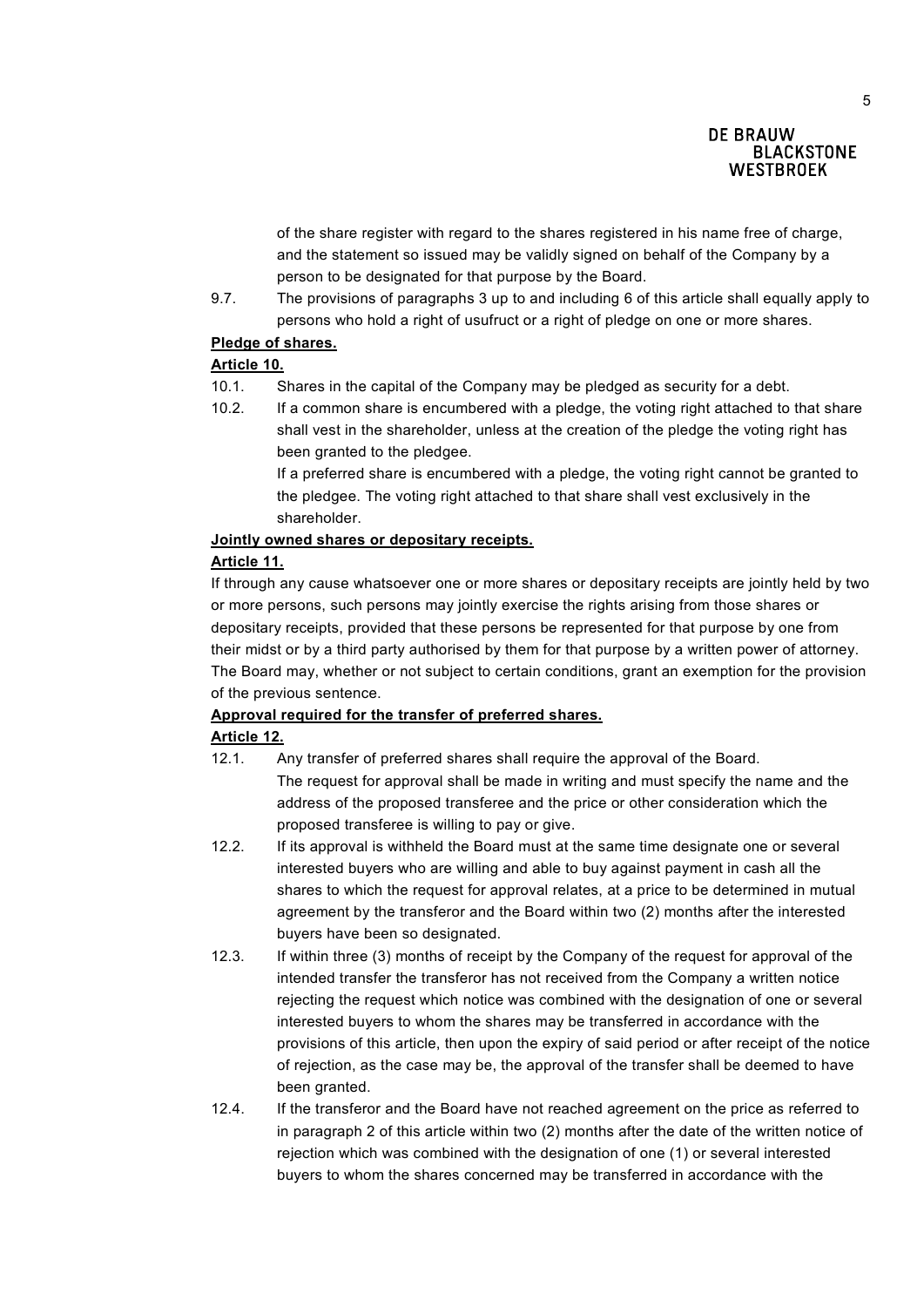of the share register with regard to the shares registered in his name free of charge, and the statement so issued may be validly signed on behalf of the Company by a person to be designated for that purpose by the Board.

9.7. The provisions of paragraphs 3 up to and including 6 of this article shall equally apply to persons who hold a right of usufruct or a right of pledge on one or more shares.

**Pledge of shares.**

**Article 10.**

10.1. Shares in the capital of the Company may be pledged as security for a debt.

10.2. If a common share is encumbered with a pledge, the voting right attached to that share shall vest in the shareholder, unless at the creation of the pledge the voting right has been granted to the pledgee.
If a preferred share is encumbered with a pledge, the voting right cannot be granted to the pledgee. The voting right attached to that share shall vest exclusively in the shareholder.

**Jointly owned shares or depositary receipts.**

**Article 11.**

If through any cause whatsoever one or more shares or depositary receipts are jointly held by two or more persons, such persons may jointly exercise the rights arising from those shares or depositary receipts, provided that these persons be represented for that purpose by one from their midst or by a third party authorised by them for that purpose by a written power of attorney. The Board may, whether or not subject to certain conditions, grant an exemption for the provision of the previous sentence.

**Approval required for the transfer of preferred shares.**

**Article 12.**

12.1. Any transfer of preferred shares shall require the approval of the Board.
The request for approval shall be made in writing and must specify the name and the address of the proposed transferee and the price or other consideration which the proposed transferee is willing to pay or give.

12.2. If its approval is withheld the Board must at the same time designate one or several interested buyers who are willing and able to buy against payment in cash all the shares to which the request for approval relates, at a price to be determined in mutual agreement by the transferor and the Board within two (2) months after the interested buyers have been so designated.

12.3. If within three (3) months of receipt by the Company of the request for approval of the intended transfer the transferor has not received from the Company a written notice rejecting the request which notice was combined with the designation of one or several interested buyers to whom the shares may be transferred in accordance with the provisions of this article, then upon the expiry of said period or after receipt of the notice of rejection, as the case may be, the approval of the transfer shall be deemed to have been granted.

12.4. If the transferor and the Board have not reached agreement on the price as referred to in paragraph 2 of this article within two (2) months after the date of the written notice of rejection which was combined with the designation of one (1) or several interested buyers to whom the shares concerned may be transferred in accordance with the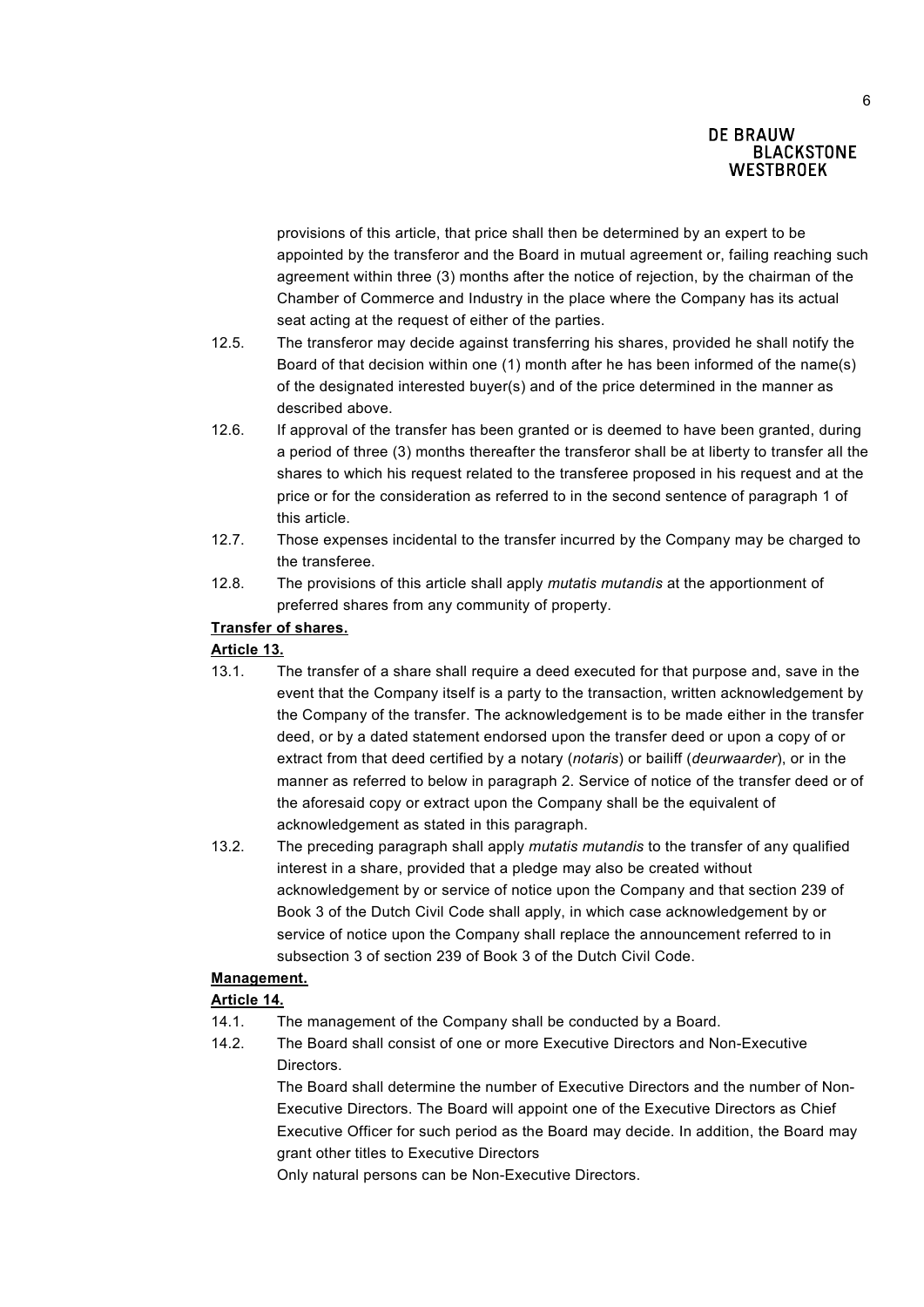provisions of this article, that price shall then be determined by an expert to be appointed by the transferor and the Board in mutual agreement or, failing reaching such agreement within three (3) months after the notice of rejection, by the chairman of the Chamber of Commerce and Industry in the place where the Company has its actual seat acting at the request of either of the parties.

12.5. The transferor may decide against transferring his shares, provided he shall notify the Board of that decision within one (1) month after he has been informed of the name(s) of the designated interested buyer(s) and of the price determined in the manner as described above.

12.6. If approval of the transfer has been granted or is deemed to have been granted, during a period of three (3) months thereafter the transferor shall be at liberty to transfer all the shares to which his request related to the transferee proposed in his request and at the price or for the consideration as referred to in the second sentence of paragraph 1 of this article.

12.7. Those expenses incidental to the transfer incurred by the Company may be charged to the transferee.

12.8. The provisions of this article shall apply *mutatis mutandis* at the apportionment of preferred shares from any community of property.

**Transfer of shares.**

**Article 13.**

13.1. The transfer of a share shall require a deed executed for that purpose and, save in the event that the Company itself is a party to the transaction, written acknowledgement by the Company of the transfer. The acknowledgement is to be made either in the transfer deed, or by a dated statement endorsed upon the transfer deed or upon a copy of or extract from that deed certified by a notary (*notaris*) or bailiff (*deurwaarder*), or in the manner as referred to below in paragraph 2. Service of notice of the transfer deed or of the aforesaid copy or extract upon the Company shall be the equivalent of acknowledgement as stated in this paragraph.

13.2. The preceding paragraph shall apply *mutatis mutandis* to the transfer of any qualified interest in a share, provided that a pledge may also be created without acknowledgement by or service of notice upon the Company and that section 239 of Book 3 of the Dutch Civil Code shall apply, in which case acknowledgement by or service of notice upon the Company shall replace the announcement referred to in subsection 3 of section 239 of Book 3 of the Dutch Civil Code.

**Management.**

**Article 14.**

14.1. The management of the Company shall be conducted by a Board.

14.2. The Board shall consist of one or more Executive Directors and Non-Executive Directors.

The Board shall determine the number of Executive Directors and the number of Non-Executive Directors. The Board will appoint one of the Executive Directors as Chief Executive Officer for such period as the Board may decide. In addition, the Board may grant other titles to Executive Directors

Only natural persons can be Non-Executive Directors.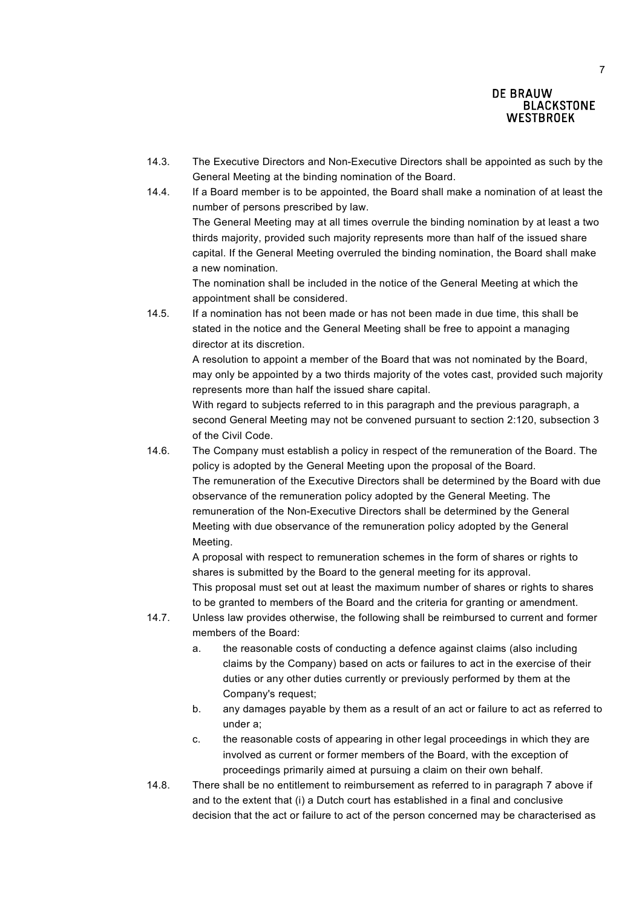14.3. The Executive Directors and Non-Executive Directors shall be appointed as such by the General Meeting at the binding nomination of the Board.

14.4. If a Board member is to be appointed, the Board shall make a nomination of at least the number of persons prescribed by law.
The General Meeting may at all times overrule the binding nomination by at least a two thirds majority, provided such majority represents more than half of the issued share capital. If the General Meeting overruled the binding nomination, the Board shall make a new nomination.
The nomination shall be included in the notice of the General Meeting at which the appointment shall be considered.

14.5. If a nomination has not been made or has not been made in due time, this shall be stated in the notice and the General Meeting shall be free to appoint a managing director at its discretion.
A resolution to appoint a member of the Board that was not nominated by the Board, may only be appointed by a two thirds majority of the votes cast, provided such majority represents more than half the issued share capital.
With regard to subjects referred to in this paragraph and the previous paragraph, a second General Meeting may not be convened pursuant to section 2:120, subsection 3 of the Civil Code.

14.6. The Company must establish a policy in respect of the remuneration of the Board. The policy is adopted by the General Meeting upon the proposal of the Board.
The remuneration of the Executive Directors shall be determined by the Board with due observance of the remuneration policy adopted by the General Meeting. The remuneration of the Non-Executive Directors shall be determined by the General Meeting with due observance of the remuneration policy adopted by the General Meeting.
A proposal with respect to remuneration schemes in the form of shares or rights to shares is submitted by the Board to the general meeting for its approval.
This proposal must set out at least the maximum number of shares or rights to shares to be granted to members of the Board and the criteria for granting or amendment.

14.7. Unless law provides otherwise, the following shall be reimbursed to current and former members of the Board:

a. the reasonable costs of conducting a defence against claims (also including claims by the Company) based on acts or failures to act in the exercise of their duties or any other duties currently or previously performed by them at the Company's request;

b. any damages payable by them as a result of an act or failure to act as referred to under a;

c. the reasonable costs of appearing in other legal proceedings in which they are involved as current or former members of the Board, with the exception of proceedings primarily aimed at pursuing a claim on their own behalf.

14.8. There shall be no entitlement to reimbursement as referred to in paragraph 7 above if and to the extent that (i) a Dutch court has established in a final and conclusive decision that the act or failure to act of the person concerned may be characterised as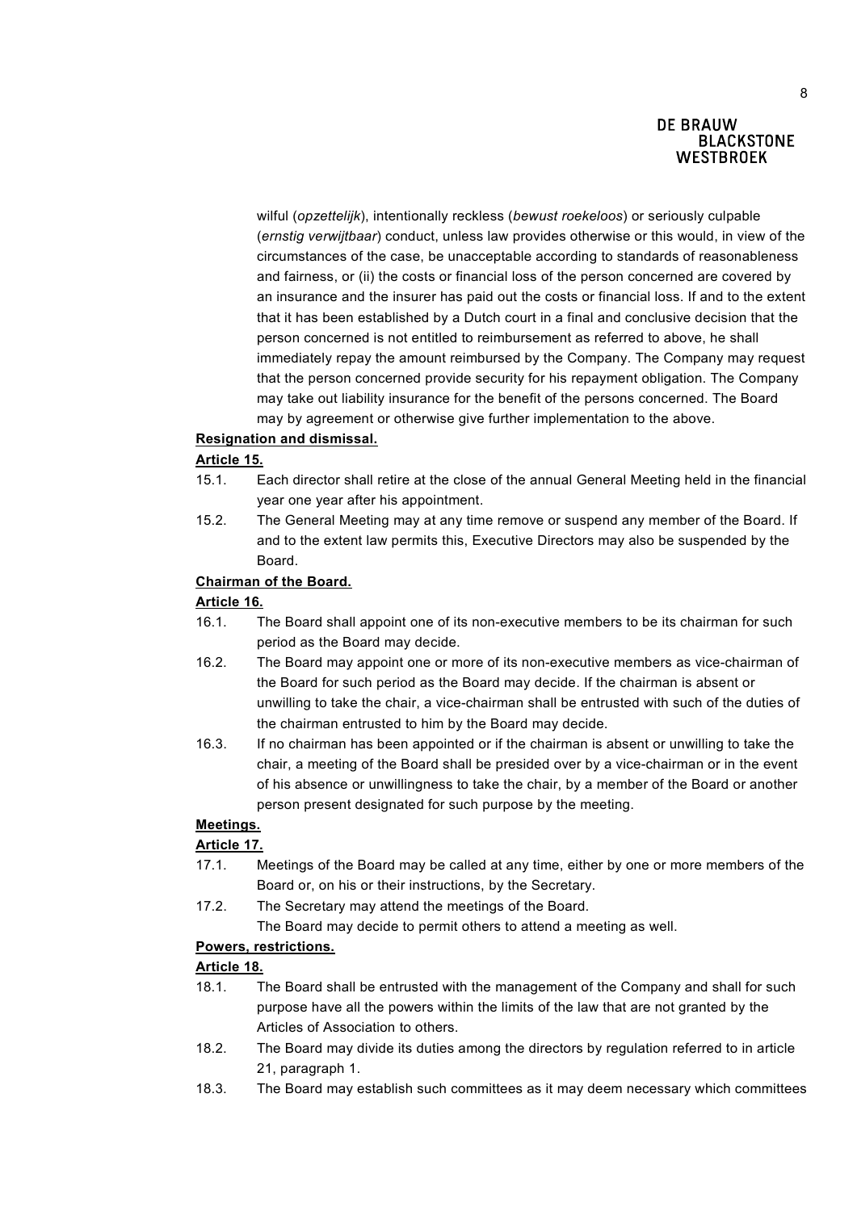wilful (*opzettelijk*), intentionally reckless (*bewust roekeloos*) or seriously culpable (*ernstig verwijtbaar*) conduct, unless law provides otherwise or this would, in view of the circumstances of the case, be unacceptable according to standards of reasonableness and fairness, or (ii) the costs or financial loss of the person concerned are covered by an insurance and the insurer has paid out the costs or financial loss. If and to the extent that it has been established by a Dutch court in a final and conclusive decision that the person concerned is not entitled to reimbursement as referred to above, he shall immediately repay the amount reimbursed by the Company. The Company may request that the person concerned provide security for his repayment obligation. The Company may take out liability insurance for the benefit of the persons concerned. The Board may by agreement or otherwise give further implementation to the above.

**Resignation and dismissal.**

**Article 15.**

15.1. Each director shall retire at the close of the annual General Meeting held in the financial year one year after his appointment.

15.2. The General Meeting may at any time remove or suspend any member of the Board. If and to the extent law permits this, Executive Directors may also be suspended by the Board.

**Chairman of the Board.**

**Article 16.**

16.1. The Board shall appoint one of its non-executive members to be its chairman for such period as the Board may decide.

16.2. The Board may appoint one or more of its non-executive members as vice-chairman of the Board for such period as the Board may decide. If the chairman is absent or unwilling to take the chair, a vice-chairman shall be entrusted with such of the duties of the chairman entrusted to him by the Board may decide.

16.3. If no chairman has been appointed or if the chairman is absent or unwilling to take the chair, a meeting of the Board shall be presided over by a vice-chairman or in the event of his absence or unwillingness to take the chair, by a member of the Board or another person present designated for such purpose by the meeting.

**Meetings.**

**Article 17.**

17.1. Meetings of the Board may be called at any time, either by one or more members of the Board or, on his or their instructions, by the Secretary.

17.2. The Secretary may attend the meetings of the Board.
The Board may decide to permit others to attend a meeting as well.

**Powers, restrictions.**

**Article 18.**

18.1. The Board shall be entrusted with the management of the Company and shall for such purpose have all the powers within the limits of the law that are not granted by the Articles of Association to others.

18.2. The Board may divide its duties among the directors by regulation referred to in article 21, paragraph 1.

18.3. The Board may establish such committees as it may deem necessary which committees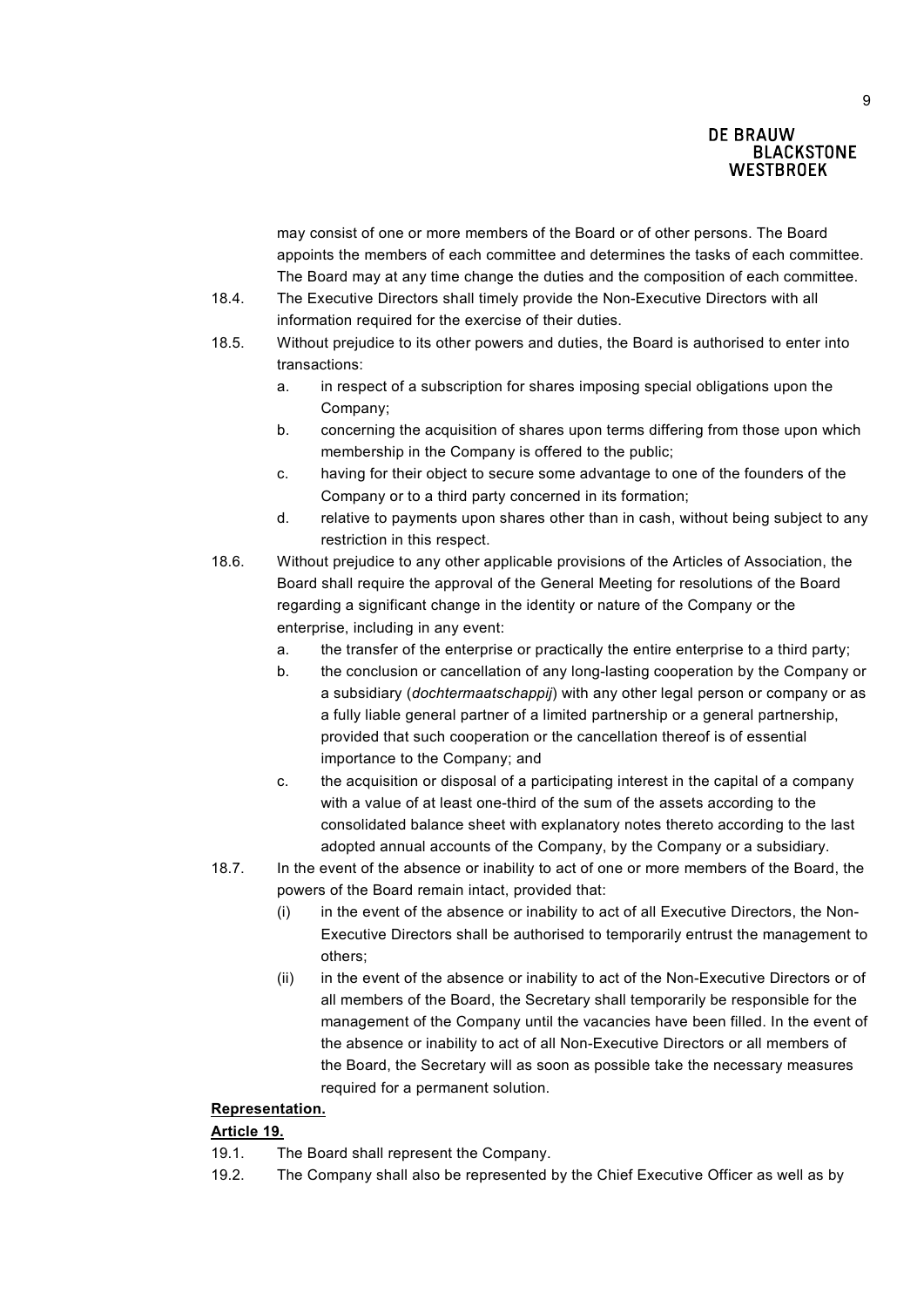may consist of one or more members of the Board or of other persons. The Board appoints the members of each committee and determines the tasks of each committee. The Board may at any time change the duties and the composition of each committee.

18.4. The Executive Directors shall timely provide the Non-Executive Directors with all information required for the exercise of their duties.

18.5. Without prejudice to its other powers and duties, the Board is authorised to enter into transactions:

  a. in respect of a subscription for shares imposing special obligations upon the Company;
  b. concerning the acquisition of shares upon terms differing from those upon which membership in the Company is offered to the public;
  c. having for their object to secure some advantage to one of the founders of the Company or to a third party concerned in its formation;
  d. relative to payments upon shares other than in cash, without being subject to any restriction in this respect.

18.6. Without prejudice to any other applicable provisions of the Articles of Association, the Board shall require the approval of the General Meeting for resolutions of the Board regarding a significant change in the identity or nature of the Company or the enterprise, including in any event:

  a. the transfer of the enterprise or practically the entire enterprise to a third party;
  b. the conclusion or cancellation of any long-lasting cooperation by the Company or a subsidiary (*dochtermaatschappij*) with any other legal person or company or as a fully liable general partner of a limited partnership or a general partnership, provided that such cooperation or the cancellation thereof is of essential importance to the Company; and
  c. the acquisition or disposal of a participating interest in the capital of a company with a value of at least one-third of the sum of the assets according to the consolidated balance sheet with explanatory notes thereto according to the last adopted annual accounts of the Company, by the Company or a subsidiary.

18.7. In the event of the absence or inability to act of one or more members of the Board, the powers of the Board remain intact, provided that:

  (i) in the event of the absence or inability to act of all Executive Directors, the Non-Executive Directors shall be authorised to temporarily entrust the management to others;
  (ii) in the event of the absence or inability to act of the Non-Executive Directors or of all members of the Board, the Secretary shall temporarily be responsible for the management of the Company until the vacancies have been filled. In the event of the absence or inability to act of all Non-Executive Directors or all members of the Board, the Secretary will as soon as possible take the necessary measures required for a permanent solution.

**Representation.**

**Article 19.**

19.1. The Board shall represent the Company.

19.2. The Company shall also be represented by the Chief Executive Officer as well as by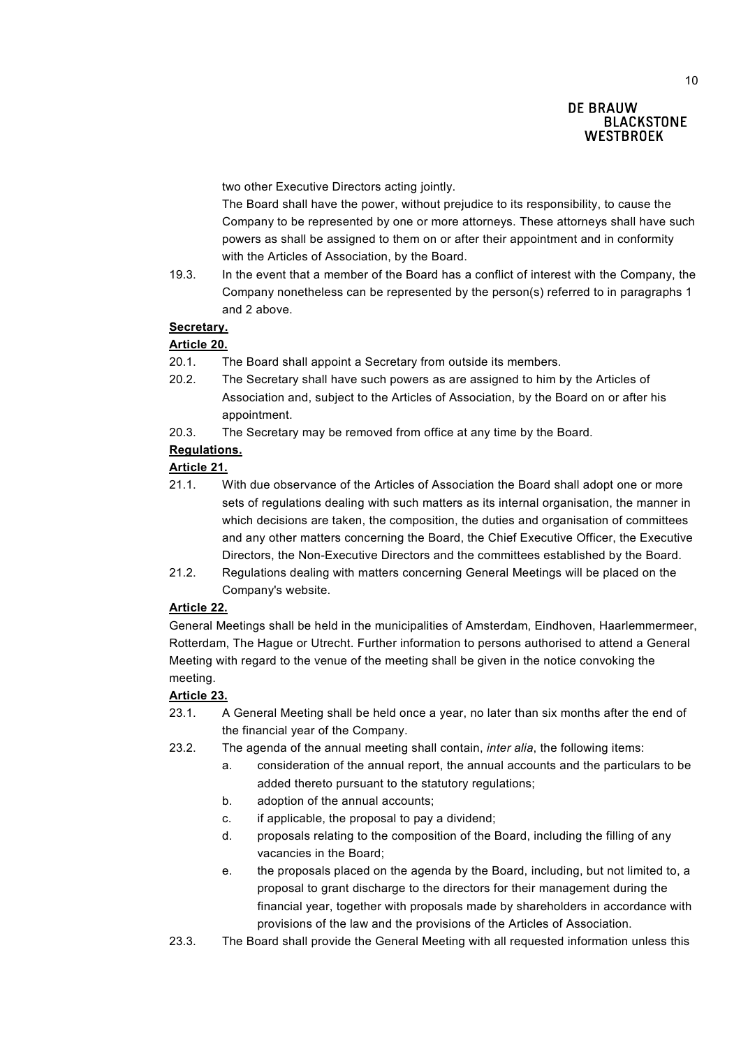two other Executive Directors acting jointly.

The Board shall have the power, without prejudice to its responsibility, to cause the Company to be represented by one or more attorneys. These attorneys shall have such powers as shall be assigned to them on or after their appointment and in conformity with the Articles of Association, by the Board.

19.3. In the event that a member of the Board has a conflict of interest with the Company, the Company nonetheless can be represented by the person(s) referred to in paragraphs 1 and 2 above.

**Secretary.**

**Article 20.**

20.1. The Board shall appoint a Secretary from outside its members.

20.2. The Secretary shall have such powers as are assigned to him by the Articles of Association and, subject to the Articles of Association, by the Board on or after his appointment.

20.3. The Secretary may be removed from office at any time by the Board.

**Regulations.**

**Article 21.**

21.1. With due observance of the Articles of Association the Board shall adopt one or more sets of regulations dealing with such matters as its internal organisation, the manner in which decisions are taken, the composition, the duties and organisation of committees and any other matters concerning the Board, the Chief Executive Officer, the Executive Directors, the Non-Executive Directors and the committees established by the Board.

21.2. Regulations dealing with matters concerning General Meetings will be placed on the Company's website.

**Article 22.**

General Meetings shall be held in the municipalities of Amsterdam, Eindhoven, Haarlemmermeer, Rotterdam, The Hague or Utrecht. Further information to persons authorised to attend a General Meeting with regard to the venue of the meeting shall be given in the notice convoking the meeting.

**Article 23.**

23.1. A General Meeting shall be held once a year, no later than six months after the end of the financial year of the Company.

23.2. The agenda of the annual meeting shall contain, *inter alia*, the following items:

a. consideration of the annual report, the annual accounts and the particulars to be added thereto pursuant to the statutory regulations;

b. adoption of the annual accounts;

c. if applicable, the proposal to pay a dividend;

d. proposals relating to the composition of the Board, including the filling of any vacancies in the Board;

e. the proposals placed on the agenda by the Board, including, but not limited to, a proposal to grant discharge to the directors for their management during the financial year, together with proposals made by shareholders in accordance with provisions of the law and the provisions of the Articles of Association.

23.3. The Board shall provide the General Meeting with all requested information unless this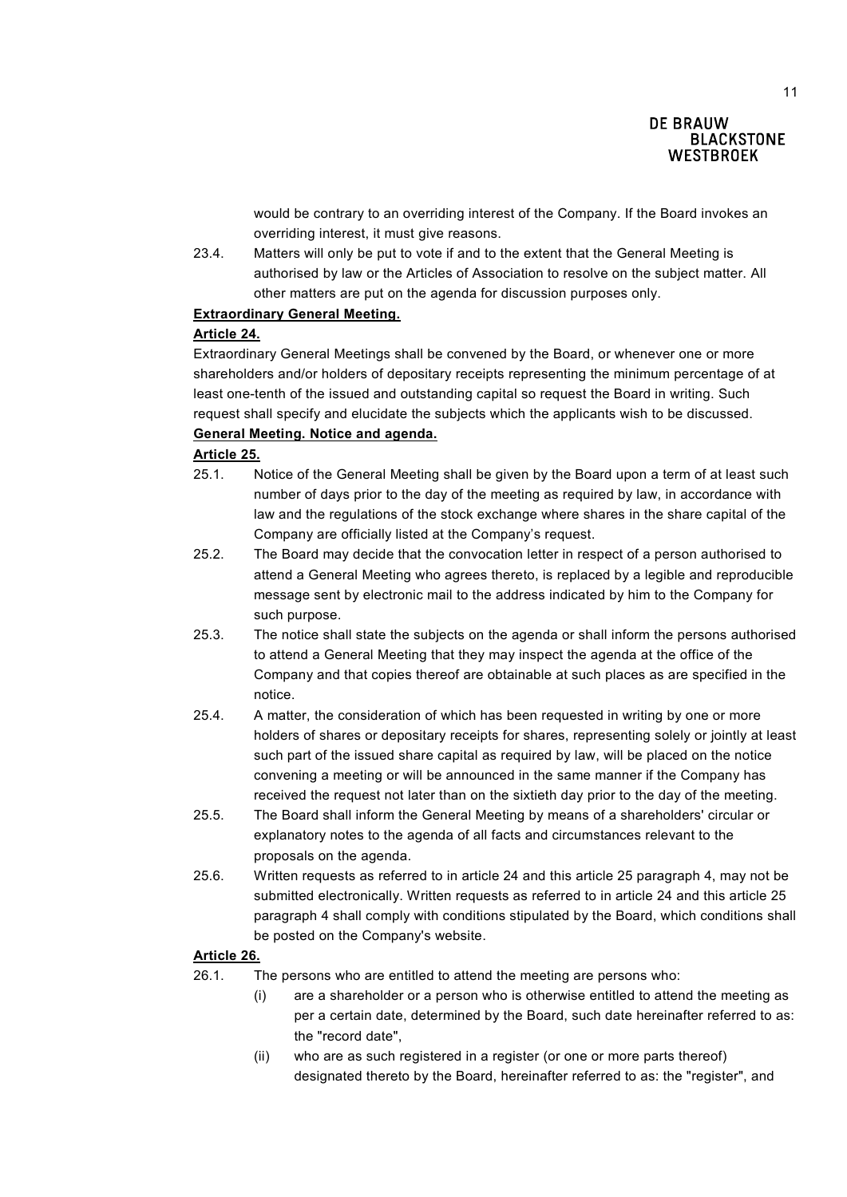would be contrary to an overriding interest of the Company. If the Board invokes an overriding interest, it must give reasons.

23.4. Matters will only be put to vote if and to the extent that the General Meeting is authorised by law or the Articles of Association to resolve on the subject matter. All other matters are put on the agenda for discussion purposes only.

**Extraordinary General Meeting.**

**Article 24.**

Extraordinary General Meetings shall be convened by the Board, or whenever one or more shareholders and/or holders of depositary receipts representing the minimum percentage of at least one-tenth of the issued and outstanding capital so request the Board in writing. Such request shall specify and elucidate the subjects which the applicants wish to be discussed.

**General Meeting. Notice and agenda.**

**Article 25.**

25.1. Notice of the General Meeting shall be given by the Board upon a term of at least such number of days prior to the day of the meeting as required by law, in accordance with law and the regulations of the stock exchange where shares in the share capital of the Company are officially listed at the Company's request.

25.2. The Board may decide that the convocation letter in respect of a person authorised to attend a General Meeting who agrees thereto, is replaced by a legible and reproducible message sent by electronic mail to the address indicated by him to the Company for such purpose.

25.3. The notice shall state the subjects on the agenda or shall inform the persons authorised to attend a General Meeting that they may inspect the agenda at the office of the Company and that copies thereof are obtainable at such places as are specified in the notice.

25.4. A matter, the consideration of which has been requested in writing by one or more holders of shares or depositary receipts for shares, representing solely or jointly at least such part of the issued share capital as required by law, will be placed on the notice convening a meeting or will be announced in the same manner if the Company has received the request not later than on the sixtieth day prior to the day of the meeting.

25.5. The Board shall inform the General Meeting by means of a shareholders' circular or explanatory notes to the agenda of all facts and circumstances relevant to the proposals on the agenda.

25.6. Written requests as referred to in article 24 and this article 25 paragraph 4, may not be submitted electronically. Written requests as referred to in article 24 and this article 25 paragraph 4 shall comply with conditions stipulated by the Board, which conditions shall be posted on the Company's website.

**Article 26.**

26.1. The persons who are entitled to attend the meeting are persons who:

(i) are a shareholder or a person who is otherwise entitled to attend the meeting as per a certain date, determined by the Board, such date hereinafter referred to as: the "record date",

(ii) who are as such registered in a register (or one or more parts thereof) designated thereto by the Board, hereinafter referred to as: the "register", and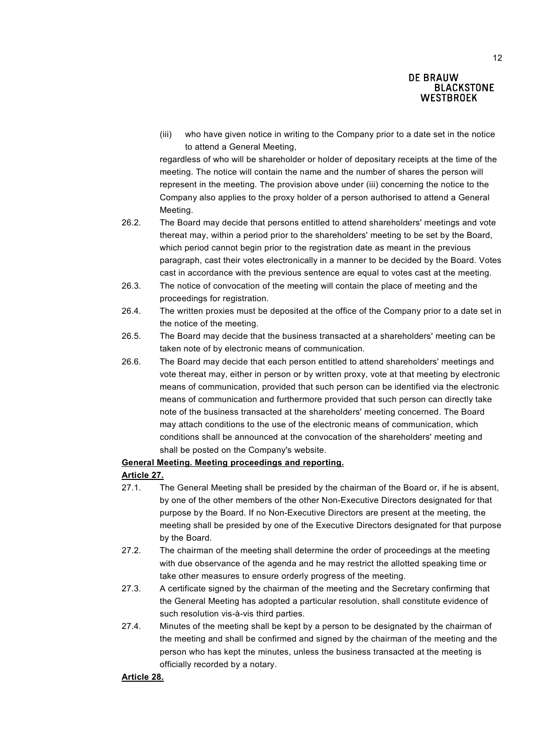(iii) who have given notice in writing to the Company prior to a date set in the notice to attend a General Meeting,

regardless of who will be shareholder or holder of depositary receipts at the time of the meeting. The notice will contain the name and the number of shares the person will represent in the meeting. The provision above under (iii) concerning the notice to the Company also applies to the proxy holder of a person authorised to attend a General Meeting.

26.2. The Board may decide that persons entitled to attend shareholders' meetings and vote thereat may, within a period prior to the shareholders' meeting to be set by the Board, which period cannot begin prior to the registration date as meant in the previous paragraph, cast their votes electronically in a manner to be decided by the Board. Votes cast in accordance with the previous sentence are equal to votes cast at the meeting.

26.3. The notice of convocation of the meeting will contain the place of meeting and the proceedings for registration.

26.4. The written proxies must be deposited at the office of the Company prior to a date set in the notice of the meeting.

26.5. The Board may decide that the business transacted at a shareholders' meeting can be taken note of by electronic means of communication.

26.6. The Board may decide that each person entitled to attend shareholders' meetings and vote thereat may, either in person or by written proxy, vote at that meeting by electronic means of communication, provided that such person can be identified via the electronic means of communication and furthermore provided that such person can directly take note of the business transacted at the shareholders' meeting concerned. The Board may attach conditions to the use of the electronic means of communication, which conditions shall be announced at the convocation of the shareholders' meeting and shall be posted on the Company's website.

**General Meeting. Meeting proceedings and reporting.**

**Article 27.**

27.1. The General Meeting shall be presided by the chairman of the Board or, if he is absent, by one of the other members of the other Non-Executive Directors designated for that purpose by the Board. If no Non-Executive Directors are present at the meeting, the meeting shall be presided by one of the Executive Directors designated for that purpose by the Board.

27.2. The chairman of the meeting shall determine the order of proceedings at the meeting with due observance of the agenda and he may restrict the allotted speaking time or take other measures to ensure orderly progress of the meeting.

27.3. A certificate signed by the chairman of the meeting and the Secretary confirming that the General Meeting has adopted a particular resolution, shall constitute evidence of such resolution vis-à-vis third parties.

27.4. Minutes of the meeting shall be kept by a person to be designated by the chairman of the meeting and shall be confirmed and signed by the chairman of the meeting and the person who has kept the minutes, unless the business transacted at the meeting is officially recorded by a notary.

**Article 28.**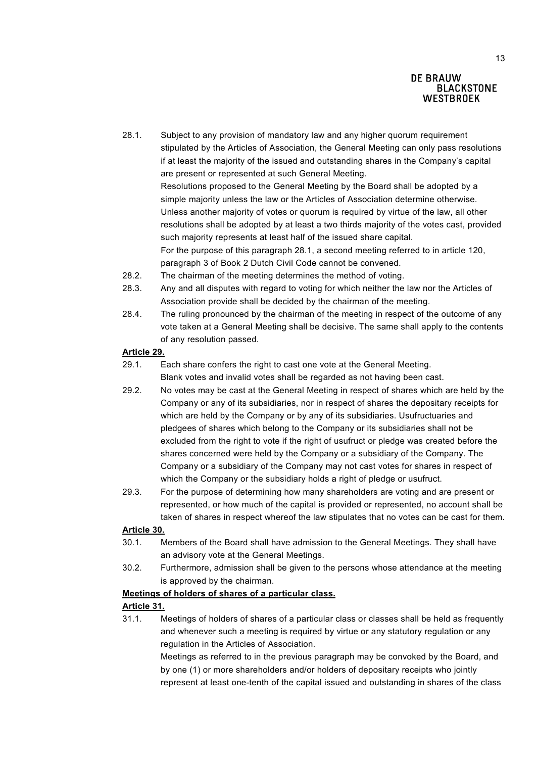28.1. Subject to any provision of mandatory law and any higher quorum requirement stipulated by the Articles of Association, the General Meeting can only pass resolutions if at least the majority of the issued and outstanding shares in the Company's capital are present or represented at such General Meeting.
Resolutions proposed to the General Meeting by the Board shall be adopted by a simple majority unless the law or the Articles of Association determine otherwise.
Unless another majority of votes or quorum is required by virtue of the law, all other resolutions shall be adopted by at least a two thirds majority of the votes cast, provided such majority represents at least half of the issued share capital.
For the purpose of this paragraph 28.1, a second meeting referred to in article 120, paragraph 3 of Book 2 Dutch Civil Code cannot be convened.

28.2. The chairman of the meeting determines the method of voting.

28.3. Any and all disputes with regard to voting for which neither the law nor the Articles of Association provide shall be decided by the chairman of the meeting.

28.4. The ruling pronounced by the chairman of the meeting in respect of the outcome of any vote taken at a General Meeting shall be decisive. The same shall apply to the contents of any resolution passed.

**Article 29.**

29.1. Each share confers the right to cast one vote at the General Meeting.
Blank votes and invalid votes shall be regarded as not having been cast.

29.2. No votes may be cast at the General Meeting in respect of shares which are held by the Company or any of its subsidiaries, nor in respect of shares the depositary receipts for which are held by the Company or by any of its subsidiaries. Usufructuaries and pledgees of shares which belong to the Company or its subsidiaries shall not be excluded from the right to vote if the right of usufruct or pledge was created before the shares concerned were held by the Company or a subsidiary of the Company. The Company or a subsidiary of the Company may not cast votes for shares in respect of which the Company or the subsidiary holds a right of pledge or usufruct.

29.3. For the purpose of determining how many shareholders are voting and are present or represented, or how much of the capital is provided or represented, no account shall be taken of shares in respect whereof the law stipulates that no votes can be cast for them.

**Article 30.**

30.1. Members of the Board shall have admission to the General Meetings. They shall have an advisory vote at the General Meetings.

30.2. Furthermore, admission shall be given to the persons whose attendance at the meeting is approved by the chairman.

**Meetings of holders of shares of a particular class.**

**Article 31.**

31.1. Meetings of holders of shares of a particular class or classes shall be held as frequently and whenever such a meeting is required by virtue or any statutory regulation or any regulation in the Articles of Association.
Meetings as referred to in the previous paragraph may be convoked by the Board, and by one (1) or more shareholders and/or holders of depositary receipts who jointly represent at least one-tenth of the capital issued and outstanding in shares of the class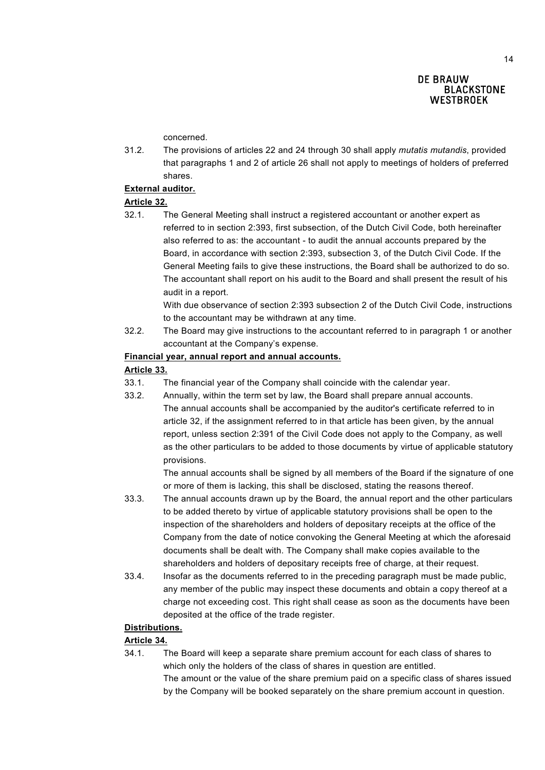concerned.

31.2. The provisions of articles 22 and 24 through 30 shall apply *mutatis mutandis*, provided that paragraphs 1 and 2 of article 26 shall not apply to meetings of holders of preferred shares.

**External auditor.**

**Article 32.**

32.1. The General Meeting shall instruct a registered accountant or another expert as referred to in section 2:393, first subsection, of the Dutch Civil Code, both hereinafter also referred to as: the accountant - to audit the annual accounts prepared by the Board, in accordance with section 2:393, subsection 3, of the Dutch Civil Code. If the General Meeting fails to give these instructions, the Board shall be authorized to do so. The accountant shall report on his audit to the Board and shall present the result of his audit in a report.

With due observance of section 2:393 subsection 2 of the Dutch Civil Code, instructions to the accountant may be withdrawn at any time.

32.2. The Board may give instructions to the accountant referred to in paragraph 1 or another accountant at the Company's expense.

**Financial year, annual report and annual accounts.**

**Article 33.**

33.1. The financial year of the Company shall coincide with the calendar year.

33.2. Annually, within the term set by law, the Board shall prepare annual accounts. The annual accounts shall be accompanied by the auditor's certificate referred to in article 32, if the assignment referred to in that article has been given, by the annual report, unless section 2:391 of the Civil Code does not apply to the Company, as well as the other particulars to be added to those documents by virtue of applicable statutory provisions.

The annual accounts shall be signed by all members of the Board if the signature of one or more of them is lacking, this shall be disclosed, stating the reasons thereof.

33.3. The annual accounts drawn up by the Board, the annual report and the other particulars to be added thereto by virtue of applicable statutory provisions shall be open to the inspection of the shareholders and holders of depositary receipts at the office of the Company from the date of notice convoking the General Meeting at which the aforesaid documents shall be dealt with. The Company shall make copies available to the shareholders and holders of depositary receipts free of charge, at their request.

33.4. Insofar as the documents referred to in the preceding paragraph must be made public, any member of the public may inspect these documents and obtain a copy thereof at a charge not exceeding cost. This right shall cease as soon as the documents have been deposited at the office of the trade register.

**Distributions.**

**Article 34.**

34.1. The Board will keep a separate share premium account for each class of shares to which only the holders of the class of shares in question are entitled.

The amount or the value of the share premium paid on a specific class of shares issued by the Company will be booked separately on the share premium account in question.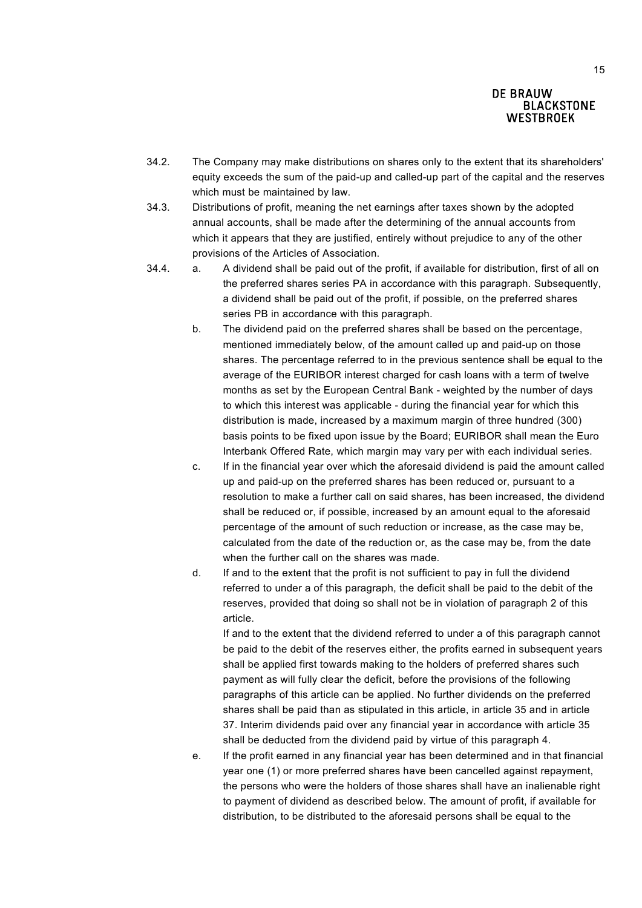34.2. The Company may make distributions on shares only to the extent that its shareholders' equity exceeds the sum of the paid-up and called-up part of the capital and the reserves which must be maintained by law.

34.3. Distributions of profit, meaning the net earnings after taxes shown by the adopted annual accounts, shall be made after the determining of the annual accounts from which it appears that they are justified, entirely without prejudice to any of the other provisions of the Articles of Association.

34.4. a. A dividend shall be paid out of the profit, if available for distribution, first of all on the preferred shares series PA in accordance with this paragraph. Subsequently, a dividend shall be paid out of the profit, if possible, on the preferred shares series PB in accordance with this paragraph.

b. The dividend paid on the preferred shares shall be based on the percentage, mentioned immediately below, of the amount called up and paid-up on those shares. The percentage referred to in the previous sentence shall be equal to the average of the EURIBOR interest charged for cash loans with a term of twelve months as set by the European Central Bank - weighted by the number of days to which this interest was applicable - during the financial year for which this distribution is made, increased by a maximum margin of three hundred (300) basis points to be fixed upon issue by the Board; EURIBOR shall mean the Euro Interbank Offered Rate, which margin may vary per with each individual series.

c. If in the financial year over which the aforesaid dividend is paid the amount called up and paid-up on the preferred shares has been reduced or, pursuant to a resolution to make a further call on said shares, has been increased, the dividend shall be reduced or, if possible, increased by an amount equal to the aforesaid percentage of the amount of such reduction or increase, as the case may be, calculated from the date of the reduction or, as the case may be, from the date when the further call on the shares was made.

d. If and to the extent that the profit is not sufficient to pay in full the dividend referred to under a of this paragraph, the deficit shall be paid to the debit of the reserves, provided that doing so shall not be in violation of paragraph 2 of this article.

If and to the extent that the dividend referred to under a of this paragraph cannot be paid to the debit of the reserves either, the profits earned in subsequent years shall be applied first towards making to the holders of preferred shares such payment as will fully clear the deficit, before the provisions of the following paragraphs of this article can be applied. No further dividends on the preferred shares shall be paid than as stipulated in this article, in article 35 and in article 37. Interim dividends paid over any financial year in accordance with article 35 shall be deducted from the dividend paid by virtue of this paragraph 4.

e. If the profit earned in any financial year has been determined and in that financial year one (1) or more preferred shares have been cancelled against repayment, the persons who were the holders of those shares shall have an inalienable right to payment of dividend as described below. The amount of profit, if available for distribution, to be distributed to the aforesaid persons shall be equal to the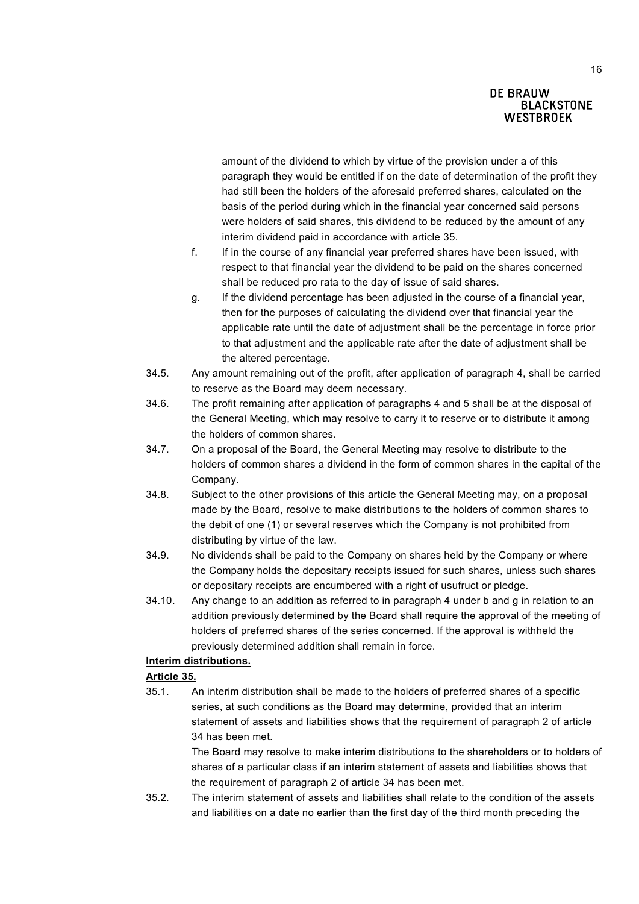amount of the dividend to which by virtue of the provision under a of this paragraph they would be entitled if on the date of determination of the profit they had still been the holders of the aforesaid preferred shares, calculated on the basis of the period during which in the financial year concerned said persons were holders of said shares, this dividend to be reduced by the amount of any interim dividend paid in accordance with article 35.

f. If in the course of any financial year preferred shares have been issued, with respect to that financial year the dividend to be paid on the shares concerned shall be reduced pro rata to the day of issue of said shares.

g. If the dividend percentage has been adjusted in the course of a financial year, then for the purposes of calculating the dividend over that financial year the applicable rate until the date of adjustment shall be the percentage in force prior to that adjustment and the applicable rate after the date of adjustment shall be the altered percentage.

34.5. Any amount remaining out of the profit, after application of paragraph 4, shall be carried to reserve as the Board may deem necessary.

34.6. The profit remaining after application of paragraphs 4 and 5 shall be at the disposal of the General Meeting, which may resolve to carry it to reserve or to distribute it among the holders of common shares.

34.7. On a proposal of the Board, the General Meeting may resolve to distribute to the holders of common shares a dividend in the form of common shares in the capital of the Company.

34.8. Subject to the other provisions of this article the General Meeting may, on a proposal made by the Board, resolve to make distributions to the holders of common shares to the debit of one (1) or several reserves which the Company is not prohibited from distributing by virtue of the law.

34.9. No dividends shall be paid to the Company on shares held by the Company or where the Company holds the depositary receipts issued for such shares, unless such shares or depositary receipts are encumbered with a right of usufruct or pledge.

34.10. Any change to an addition as referred to in paragraph 4 under b and g in relation to an addition previously determined by the Board shall require the approval of the meeting of holders of preferred shares of the series concerned. If the approval is withheld the previously determined addition shall remain in force.

**Interim distributions.**

**Article 35.**

35.1. An interim distribution shall be made to the holders of preferred shares of a specific series, at such conditions as the Board may determine, provided that an interim statement of assets and liabilities shows that the requirement of paragraph 2 of article 34 has been met.

The Board may resolve to make interim distributions to the shareholders or to holders of shares of a particular class if an interim statement of assets and liabilities shows that the requirement of paragraph 2 of article 34 has been met.

35.2. The interim statement of assets and liabilities shall relate to the condition of the assets and liabilities on a date no earlier than the first day of the third month preceding the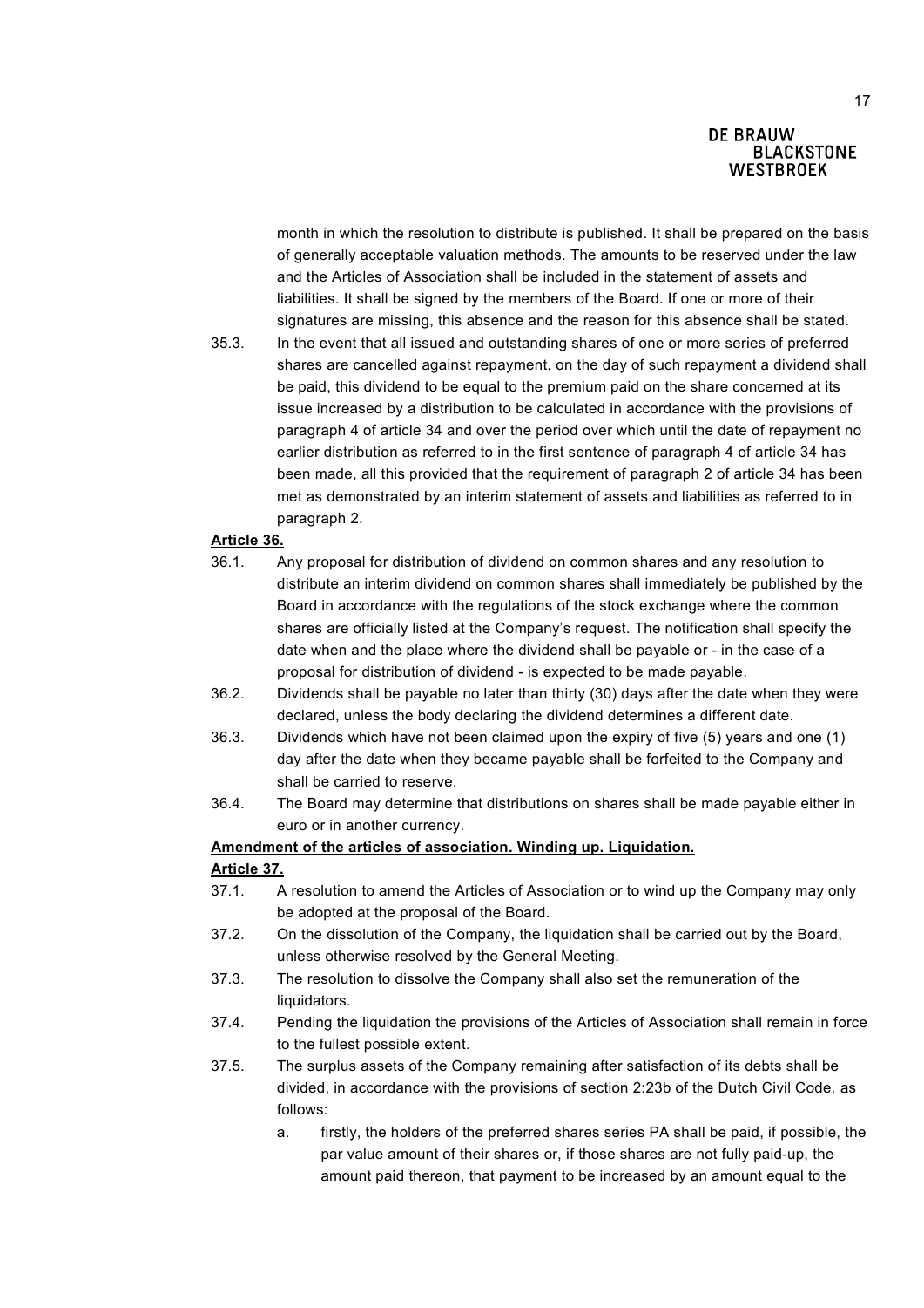month in which the resolution to distribute is published. It shall be prepared on the basis of generally acceptable valuation methods. The amounts to be reserved under the law and the Articles of Association shall be included in the statement of assets and liabilities. It shall be signed by the members of the Board. If one or more of their signatures are missing, this absence and the reason for this absence shall be stated.

35.3. In the event that all issued and outstanding shares of one or more series of preferred shares are cancelled against repayment, on the day of such repayment a dividend shall be paid, this dividend to be equal to the premium paid on the share concerned at its issue increased by a distribution to be calculated in accordance with the provisions of paragraph 4 of article 34 and over the period over which until the date of repayment no earlier distribution as referred to in the first sentence of paragraph 4 of article 34 has been made, all this provided that the requirement of paragraph 2 of article 34 has been met as demonstrated by an interim statement of assets and liabilities as referred to in paragraph 2.

**Article 36.**

36.1. Any proposal for distribution of dividend on common shares and any resolution to distribute an interim dividend on common shares shall immediately be published by the Board in accordance with the regulations of the stock exchange where the common shares are officially listed at the Company's request. The notification shall specify the date when and the place where the dividend shall be payable or - in the case of a proposal for distribution of dividend - is expected to be made payable.

36.2. Dividends shall be payable no later than thirty (30) days after the date when they were declared, unless the body declaring the dividend determines a different date.

36.3. Dividends which have not been claimed upon the expiry of five (5) years and one (1) day after the date when they became payable shall be forfeited to the Company and shall be carried to reserve.

36.4. The Board may determine that distributions on shares shall be made payable either in euro or in another currency.

**Amendment of the articles of association. Winding up. Liquidation.**

**Article 37.**

37.1. A resolution to amend the Articles of Association or to wind up the Company may only be adopted at the proposal of the Board.

37.2. On the dissolution of the Company, the liquidation shall be carried out by the Board, unless otherwise resolved by the General Meeting.

37.3. The resolution to dissolve the Company shall also set the remuneration of the liquidators.

37.4. Pending the liquidation the provisions of the Articles of Association shall remain in force to the fullest possible extent.

37.5. The surplus assets of the Company remaining after satisfaction of its debts shall be divided, in accordance with the provisions of section 2:23b of the Dutch Civil Code, as follows:

a. firstly, the holders of the preferred shares series PA shall be paid, if possible, the par value amount of their shares or, if those shares are not fully paid-up, the amount paid thereon, that payment to be increased by an amount equal to the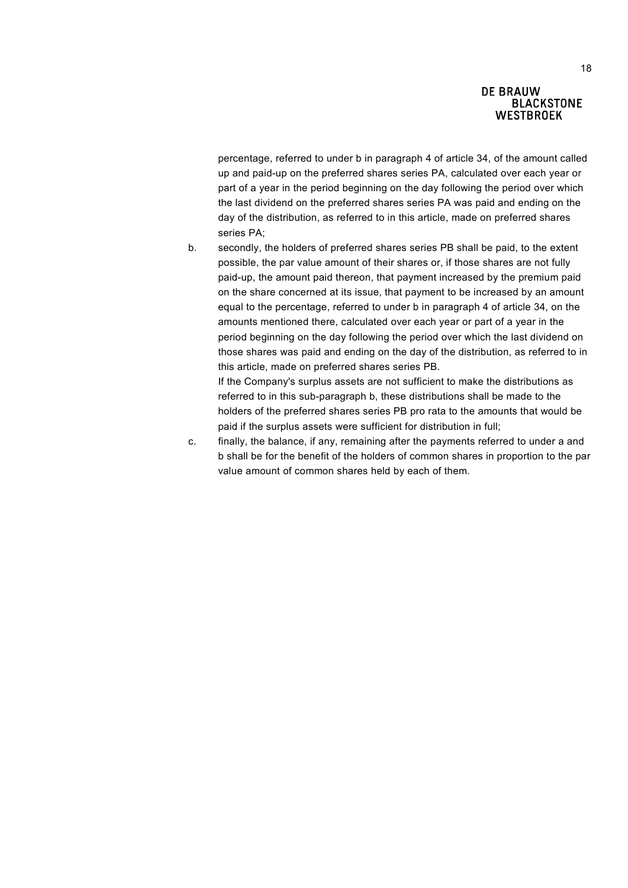percentage, referred to under b in paragraph 4 of article 34, of the amount called up and paid-up on the preferred shares series PA, calculated over each year or part of a year in the period beginning on the day following the period over which the last dividend on the preferred shares series PA was paid and ending on the day of the distribution, as referred to in this article, made on preferred shares series PA;

b. secondly, the holders of preferred shares series PB shall be paid, to the extent possible, the par value amount of their shares or, if those shares are not fully paid-up, the amount paid thereon, that payment increased by the premium paid on the share concerned at its issue, that payment to be increased by an amount equal to the percentage, referred to under b in paragraph 4 of article 34, on the amounts mentioned there, calculated over each year or part of a year in the period beginning on the day following the period over which the last dividend on those shares was paid and ending on the day of the distribution, as referred to in this article, made on preferred shares series PB.

   If the Company's surplus assets are not sufficient to make the distributions as referred to in this sub-paragraph b, these distributions shall be made to the holders of the preferred shares series PB pro rata to the amounts that would be paid if the surplus assets were sufficient for distribution in full;

c. finally, the balance, if any, remaining after the payments referred to under a and b shall be for the benefit of the holders of common shares in proportion to the par value amount of common shares held by each of them.